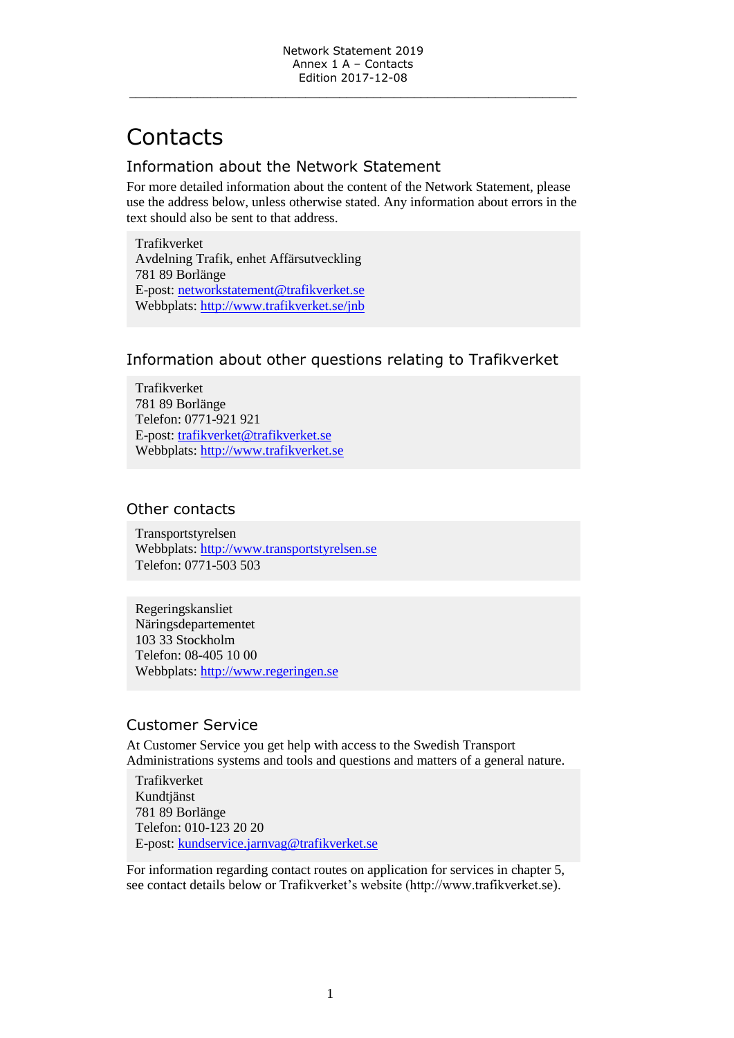# Contacts

## Information about the Network Statement

For more detailed information about the content of the Network Statement, please use the address below, unless otherwise stated. Any information about errors in the text should also be sent to that address.

Trafikverket
Avdelning Trafik, enhet Affärsutveckling
781 89 Borlänge
E-post: networkstatement@trafikverket.se
Webbplats: http://www.trafikverket.se/jnb

## Information about other questions relating to Trafikverket

Trafikverket
781 89 Borlänge
Telefon: 0771-921 921
E-post: trafikverket@trafikverket.se
Webbplats: http://www.trafikverket.se

## Other contacts

Transportstyrelsen
Webbplats: http://www.transportstyrelsen.se
Telefon: 0771-503 503

Regeringskansliet
Näringsdepartementet
103 33 Stockholm
Telefon: 08-405 10 00
Webbplats: http://www.regeringen.se

## Customer Service

At Customer Service you get help with access to the Swedish Transport Administrations systems and tools and questions and matters of a general nature.

Trafikverket
Kundtjänst
781 89 Borlänge
Telefon: 010-123 20 20
E-post: kundservice.jarnvag@trafikverket.se

For information regarding contact routes on application for services in chapter 5, see contact details below or Trafikverket's website (http://www.trafikverket.se).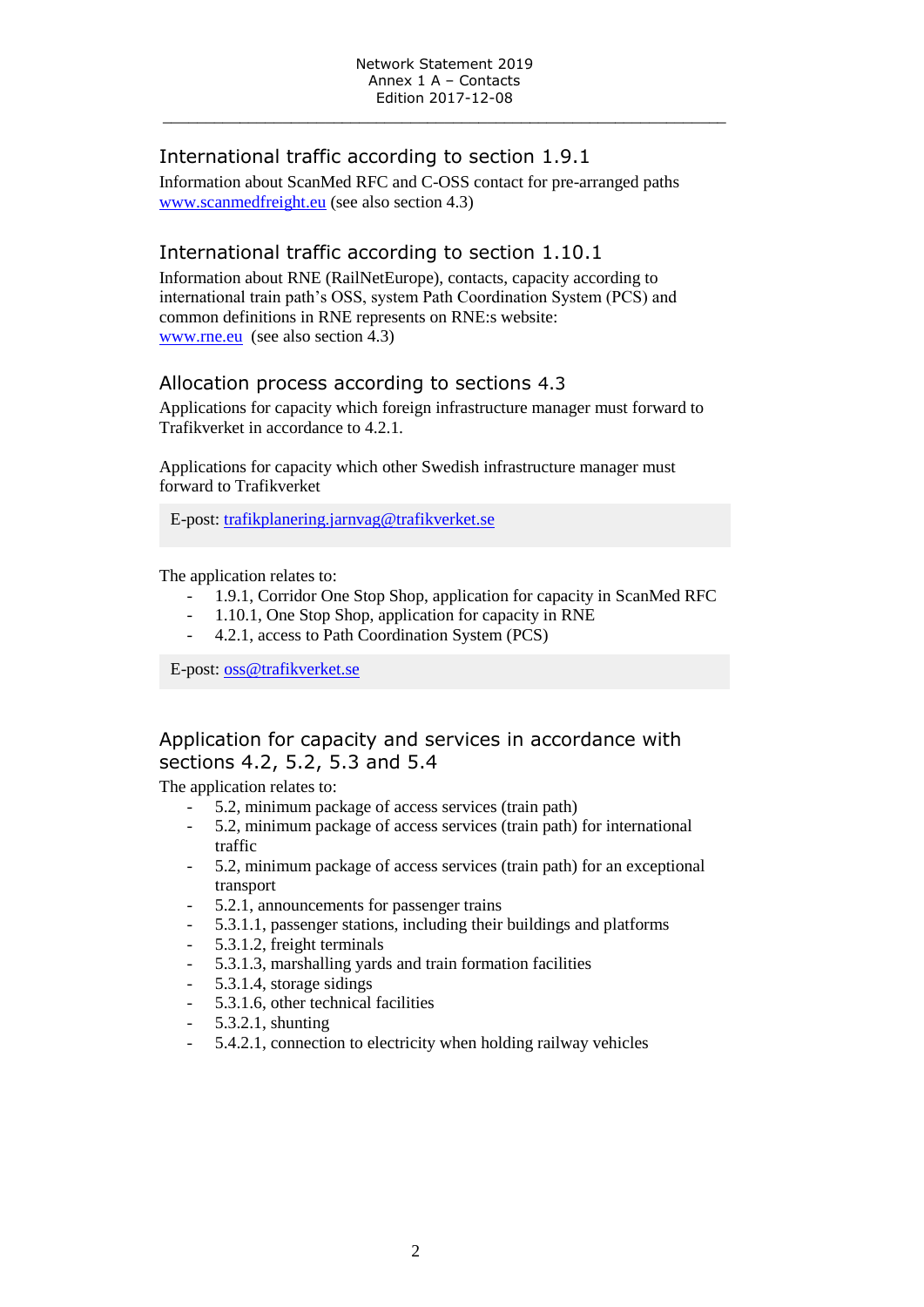## International traffic according to section 1.9.1

Information about ScanMed RFC and C-OSS contact for pre-arranged paths [www.scanmedfreight.eu](http://www.scanmedfreight.eu) (see also section 4.3)

## International traffic according to section 1.10.1

Information about RNE (RailNetEurope), contacts, capacity according to international train path's OSS, system Path Coordination System (PCS) and common definitions in RNE represents on RNE:s website: [www.rne.eu](http://www.rne.eu) (see also section 4.3)

## Allocation process according to sections 4.3

Applications for capacity which foreign infrastructure manager must forward to Trafikverket in accordance to 4.2.1.

Applications for capacity which other Swedish infrastructure manager must forward to Trafikverket

E-post: [trafikplanering.jarnvag@trafikverket.se](mailto:trafikplanering.jarnvag@trafikverket.se)

The application relates to:

- 1.9.1, Corridor One Stop Shop, application for capacity in ScanMed RFC
- 1.10.1, One Stop Shop, application for capacity in RNE
- 4.2.1, access to Path Coordination System (PCS)

E-post: [oss@trafikverket.se](mailto:oss@trafikverket.se)

## Application for capacity and services in accordance with sections 4.2, 5.2, 5.3 and 5.4

The application relates to:

- 5.2, minimum package of access services (train path)
- 5.2, minimum package of access services (train path) for international traffic
- 5.2, minimum package of access services (train path) for an exceptional transport
- 5.2.1, announcements for passenger trains
- 5.3.1.1, passenger stations, including their buildings and platforms
- 5.3.1.2, freight terminals
- 5.3.1.3, marshalling yards and train formation facilities
- 5.3.1.4, storage sidings
- 5.3.1.6, other technical facilities
- 5.3.2.1, shunting
- 5.4.2.1, connection to electricity when holding railway vehicles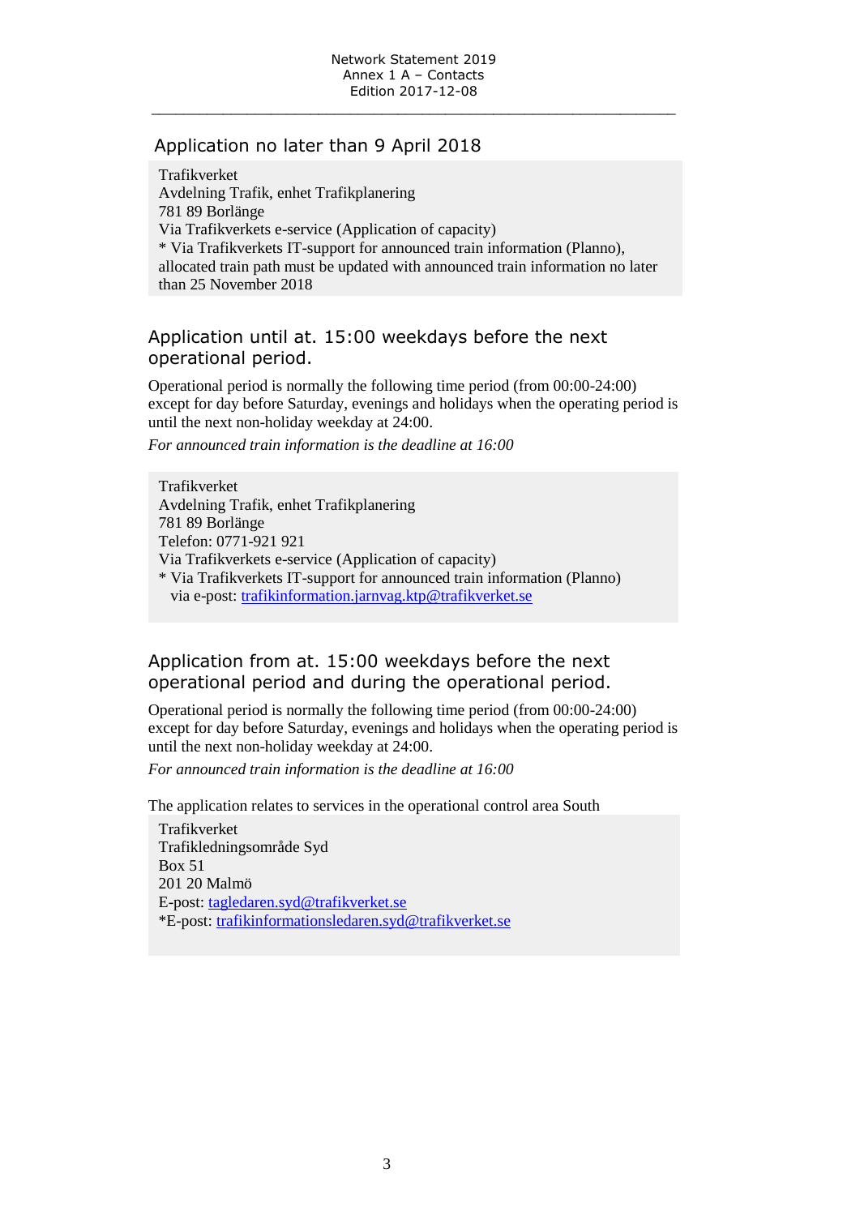## Application no later than 9 April 2018

Trafikverket
Avdelning Trafik, enhet Trafikplanering
781 89 Borlänge
Via Trafikverkets e-service (Application of capacity)
* Via Trafikverkets IT-support for announced train information (Planno), allocated train path must be updated with announced train information no later than 25 November 2018

## Application until at. 15:00 weekdays before the next operational period.

Operational period is normally the following time period (from 00:00-24:00) except for day before Saturday, evenings and holidays when the operating period is until the next non-holiday weekday at 24:00.

*For announced train information is the deadline at 16:00*

Trafikverket
Avdelning Trafik, enhet Trafikplanering
781 89 Borlänge
Telefon: 0771-921 921
Via Trafikverkets e-service (Application of capacity)
* Via Trafikverkets IT-support for announced train information (Planno)
via e-post: trafikinformation.jarnvag.ktp@trafikverket.se

## Application from at. 15:00 weekdays before the next operational period and during the operational period.

Operational period is normally the following time period (from 00:00-24:00) except for day before Saturday, evenings and holidays when the operating period is until the next non-holiday weekday at 24:00.

*For announced train information is the deadline at 16:00*

The application relates to services in the operational control area South

Trafikverket
Trafikledningsområde Syd
Box 51
201 20 Malmö
E-post: tagledaren.syd@trafikverket.se
*E-post: trafikinformationsledaren.syd@trafikverket.se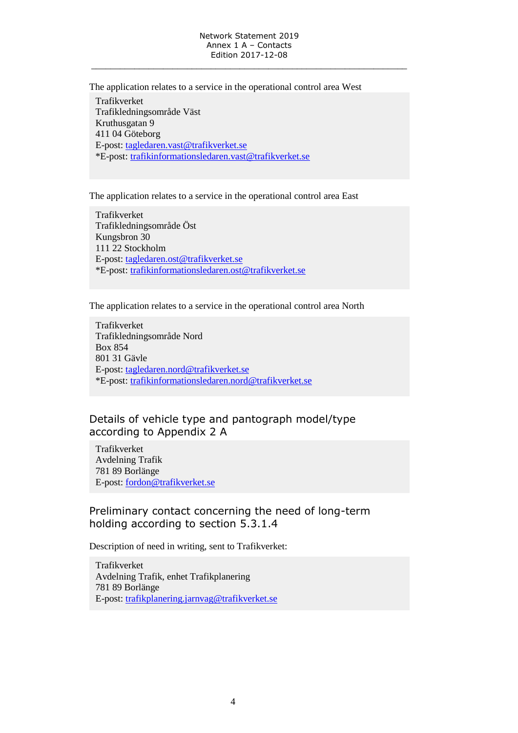The application relates to a service in the operational control area West

Trafikverket
Trafikledningsområde Väst
Kruthusgatan 9
411 04 Göteborg
E-post: tagledaren.vast@trafikverket.se
*E-post: trafikinformationsledaren.vast@trafikverket.se

The application relates to a service in the operational control area East

Trafikverket
Trafikledningsområde Öst
Kungsbron 30
111 22 Stockholm
E-post: tagledaren.ost@trafikverket.se
*E-post: trafikinformationsledaren.ost@trafikverket.se

The application relates to a service in the operational control area North

Trafikverket
Trafikledningsområde Nord
Box 854
801 31 Gävle
E-post: tagledaren.nord@trafikverket.se
*E-post: trafikinformationsledaren.nord@trafikverket.se

## Details of vehicle type and pantograph model/type according to Appendix 2 A

Trafikverket
Avdelning Trafik
781 89 Borlänge
E-post: fordon@trafikverket.se

## Preliminary contact concerning the need of long-term holding according to section 5.3.1.4

Description of need in writing, sent to Trafikverket:

Trafikverket
Avdelning Trafik, enhet Trafikplanering
781 89 Borlänge
E-post: trafikplanering.jarnvag@trafikverket.se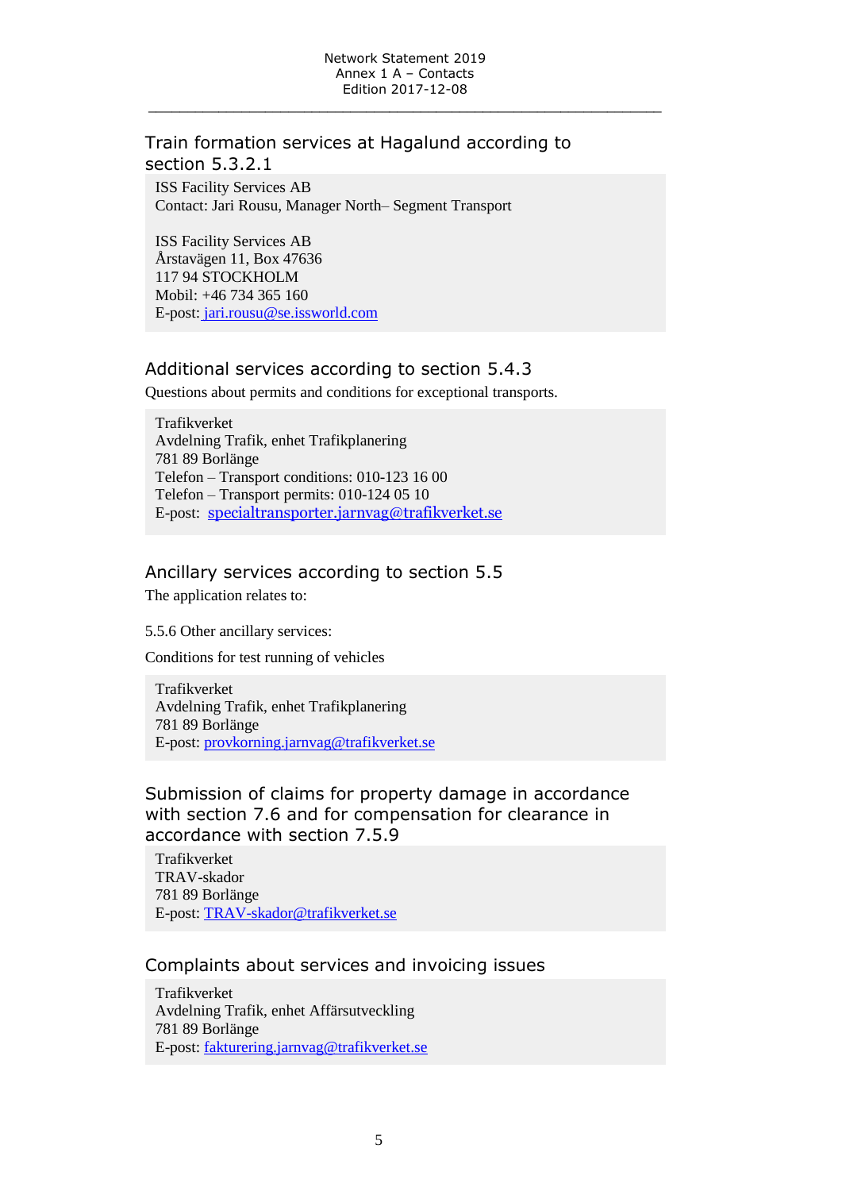## Train formation services at Hagalund according to section 5.3.2.1

ISS Facility Services AB
Contact: Jari Rousu, Manager North– Segment Transport

ISS Facility Services AB
Årstavägen 11, Box 47636
117 94 STOCKHOLM
Mobil: +46 734 365 160
E-post: jari.rousu@se.issworld.com

## Additional services according to section 5.4.3

Questions about permits and conditions for exceptional transports.

Trafikverket
Avdelning Trafik, enhet Trafikplanering
781 89 Borlänge
Telefon – Transport conditions: 010-123 16 00
Telefon – Transport permits: 010-124 05 10
E-post: specialtransporter.jarnvag@trafikverket.se

## Ancillary services according to section 5.5

The application relates to:

5.5.6 Other ancillary services:

Conditions for test running of vehicles

Trafikverket
Avdelning Trafik, enhet Trafikplanering
781 89 Borlänge
E-post: provkorning.jarnvag@trafikverket.se

## Submission of claims for property damage in accordance with section 7.6 and for compensation for clearance in accordance with section 7.5.9

Trafikverket
TRAV-skador
781 89 Borlänge
E-post: TRAV-skador@trafikverket.se

## Complaints about services and invoicing issues

Trafikverket
Avdelning Trafik, enhet Affärsutveckling
781 89 Borlänge
E-post: fakturering.jarnvag@trafikverket.se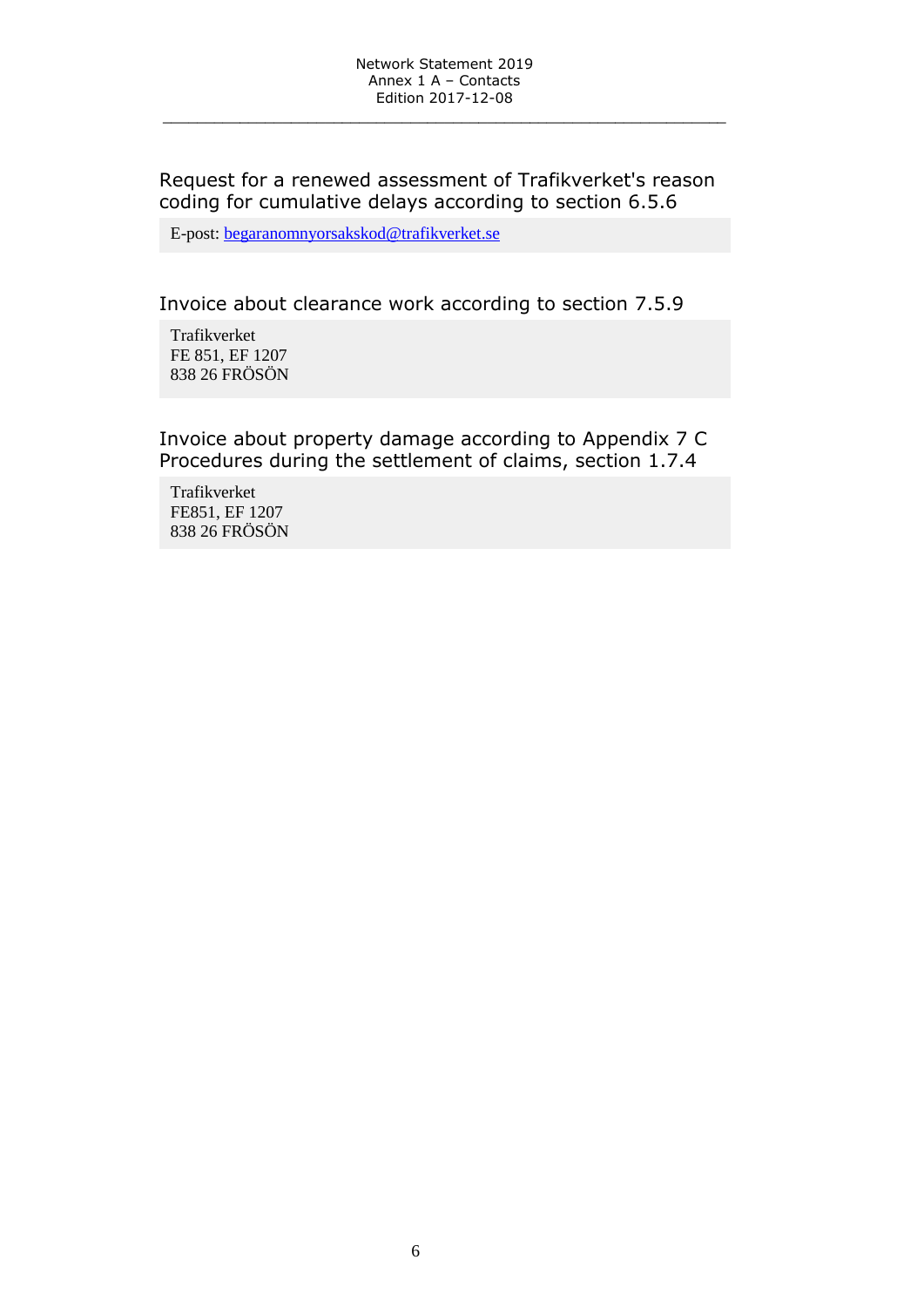## Request for a renewed assessment of Trafikverket's reason coding for cumulative delays according to section 6.5.6

E-post: begaranomnyorsakskod@trafikverket.se

## Invoice about clearance work according to section 7.5.9

Trafikverket
FE 851, EF 1207
838 26 FRÖSÖN

## Invoice about property damage according to Appendix 7 C Procedures during the settlement of claims, section 1.7.4

Trafikverket
FE851, EF 1207
838 26 FRÖSÖN